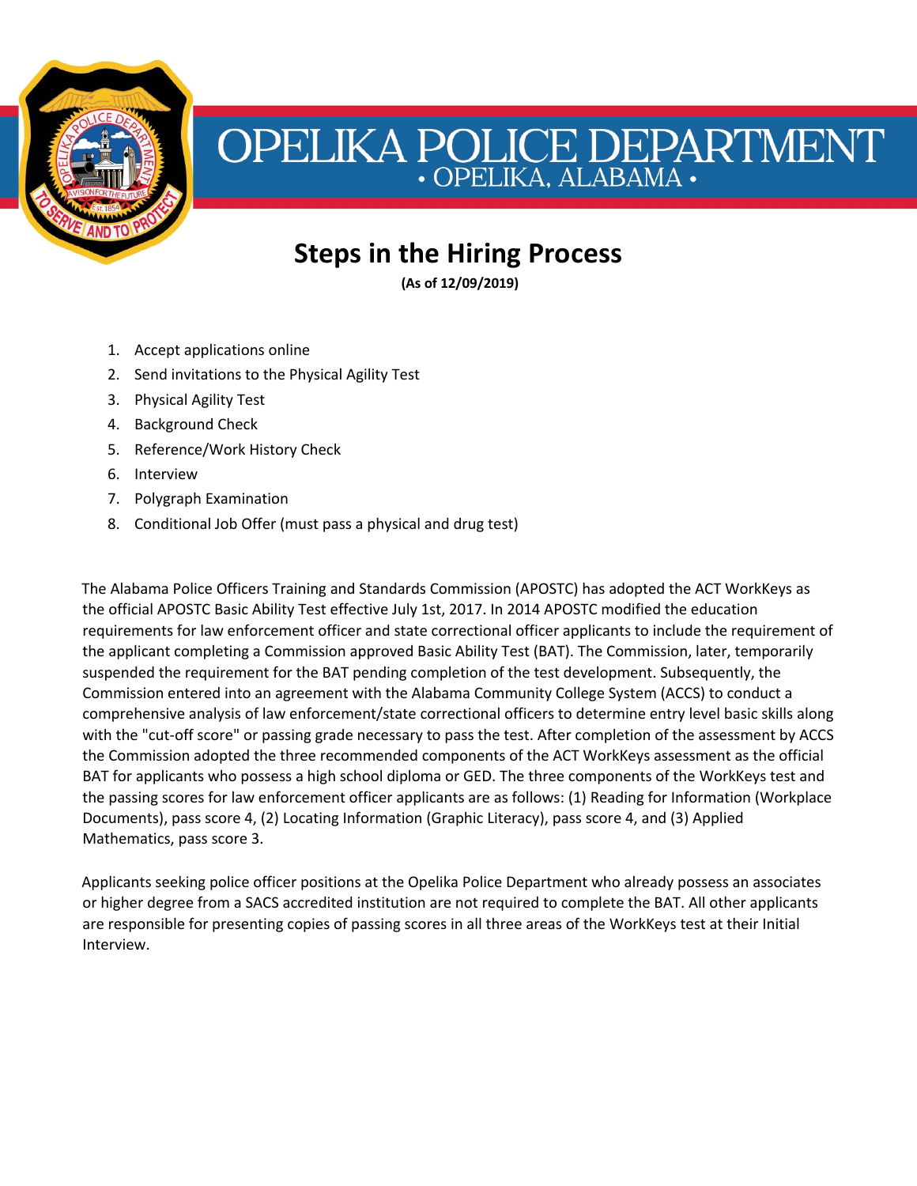# OPELIKA POLICE DEPARTMENT

• OPELIKA, ALABAMA •

## Steps in the Hiring Process

**(As of 12/09/2019)**

1. Accept applications online
2. Send invitations to the Physical Agility Test
3. Physical Agility Test
4. Background Check
5. Reference/Work History Check
6. Interview
7. Polygraph Examination
8. Conditional Job Offer (must pass a physical and drug test)

The Alabama Police Officers Training and Standards Commission (APOSTC) has adopted the ACT WorkKeys as the official APOSTC Basic Ability Test effective July 1st, 2017. In 2014 APOSTC modified the education requirements for law enforcement officer and state correctional officer applicants to include the requirement of the applicant completing a Commission approved Basic Ability Test (BAT). The Commission, later, temporarily suspended the requirement for the BAT pending completion of the test development. Subsequently, the Commission entered into an agreement with the Alabama Community College System (ACCS) to conduct a comprehensive analysis of law enforcement/state correctional officers to determine entry level basic skills along with the "cut-off score" or passing grade necessary to pass the test. After completion of the assessment by ACCS the Commission adopted the three recommended components of the ACT WorkKeys assessment as the official BAT for applicants who possess a high school diploma or GED. The three components of the WorkKeys test and the passing scores for law enforcement officer applicants are as follows: (1) Reading for Information (Workplace Documents), pass score 4, (2) Locating Information (Graphic Literacy), pass score 4, and (3) Applied Mathematics, pass score 3.

Applicants seeking police officer positions at the Opelika Police Department who already possess an associates or higher degree from a SACS accredited institution are not required to complete the BAT. All other applicants are responsible for presenting copies of passing scores in all three areas of the WorkKeys test at their Initial Interview.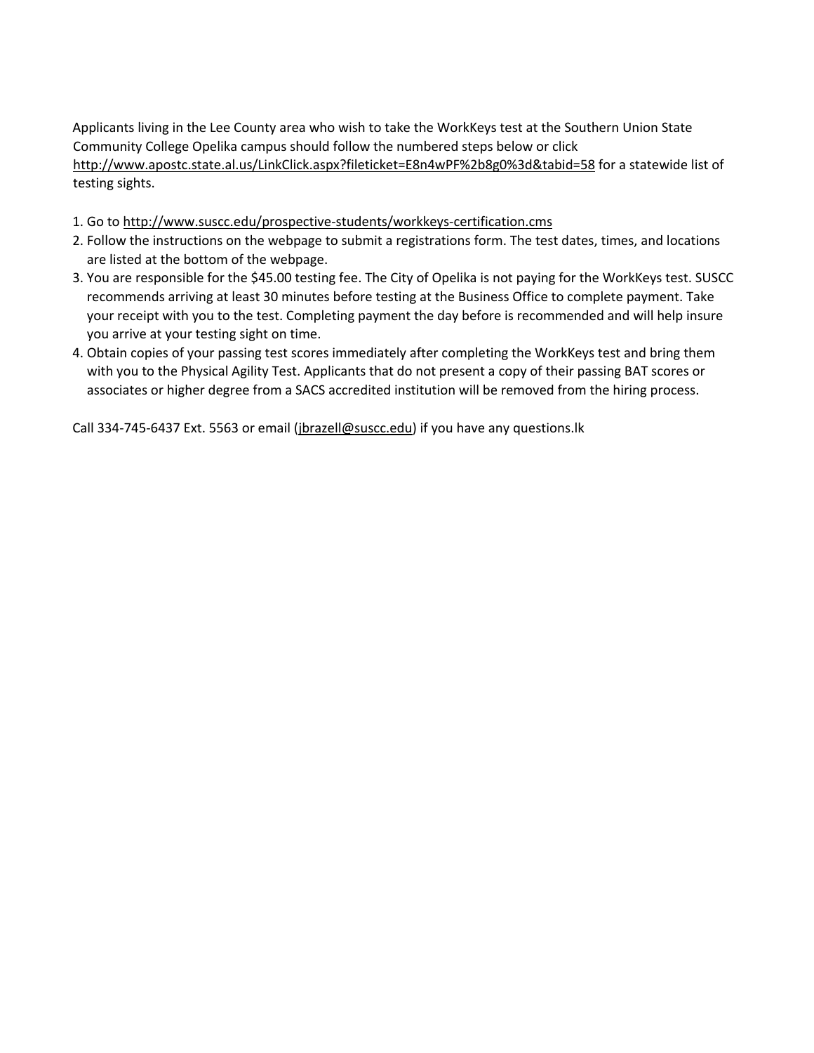Applicants living in the Lee County area who wish to take the WorkKeys test at the Southern Union State Community College Opelika campus should follow the numbered steps below or click http://www.apostc.state.al.us/LinkClick.aspx?fileticket=E8n4wPF%2b8g0%3d&tabid=58 for a statewide list of testing sights.

1. Go to http://www.suscc.edu/prospective-students/workkeys-certification.cms
2. Follow the instructions on the webpage to submit a registrations form. The test dates, times, and locations are listed at the bottom of the webpage.
3. You are responsible for the $45.00 testing fee. The City of Opelika is not paying for the WorkKeys test. SUSCC recommends arriving at least 30 minutes before testing at the Business Office to complete payment. Take your receipt with you to the test. Completing payment the day before is recommended and will help insure you arrive at your testing sight on time.
4. Obtain copies of your passing test scores immediately after completing the WorkKeys test and bring them with you to the Physical Agility Test. Applicants that do not present a copy of their passing BAT scores or associates or higher degree from a SACS accredited institution will be removed from the hiring process.

Call 334-745-6437 Ext. 5563 or email (jbrazell@suscc.edu) if you have any questions.lk